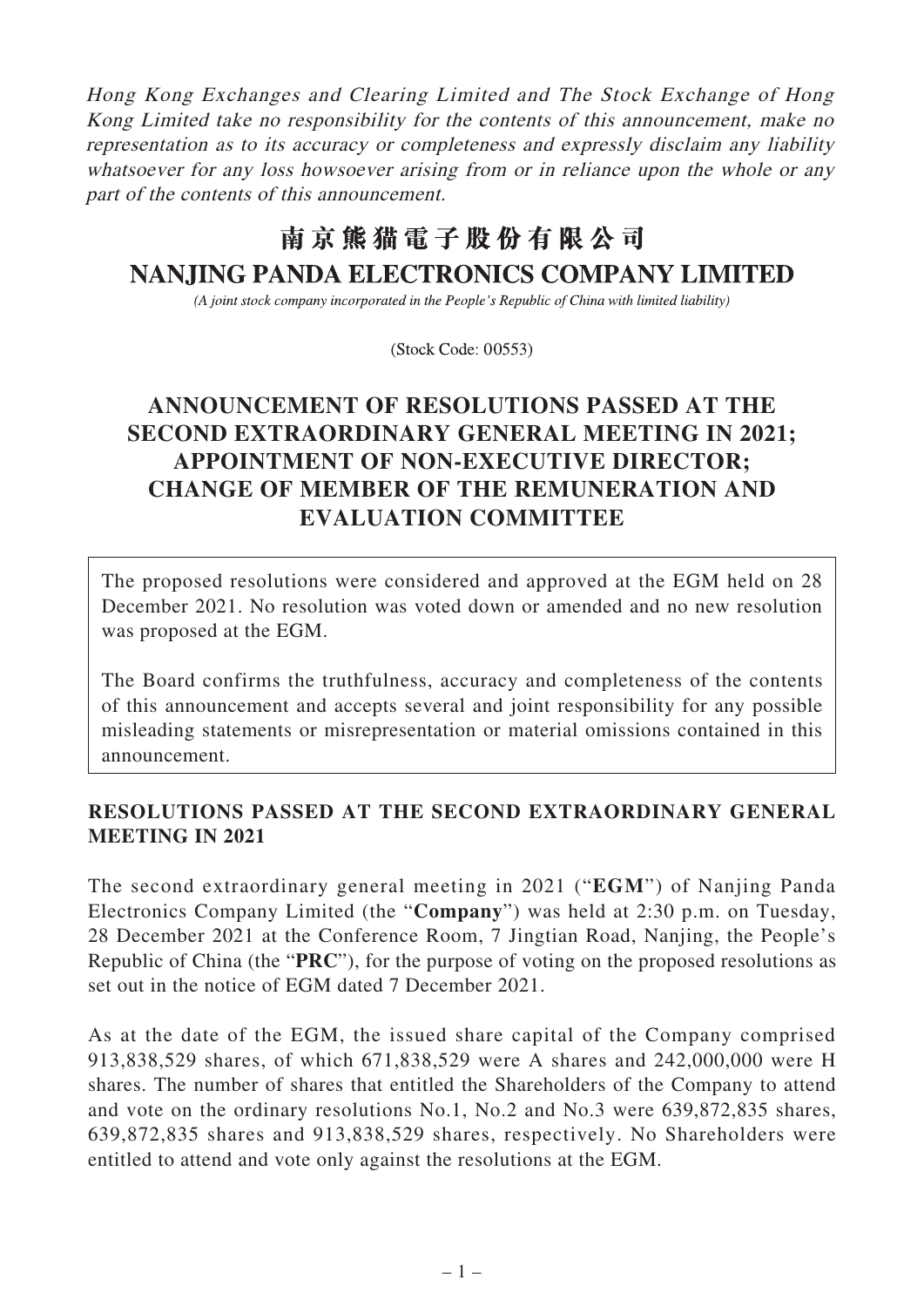*Hong Kong Exchanges and Clearing Limited and The Stock Exchange of Hong Kong Limited take no responsibility for the contents of this announcement, make no representation as to its accuracy or completeness and expressly disclaim any liability whatsoever for any loss howsoever arising from or in reliance upon the whole or any part of the contents of this announcement.*

# 南京熊猫電子股份有限公司
# NANJING PANDA ELECTRONICS COMPANY LIMITED

*(A joint stock company incorporated in the People's Republic of China with limited liability)*

(Stock Code: 00553)

## ANNOUNCEMENT OF RESOLUTIONS PASSED AT THE SECOND EXTRAORDINARY GENERAL MEETING IN 2021; APPOINTMENT OF NON-EXECUTIVE DIRECTOR; CHANGE OF MEMBER OF THE REMUNERATION AND EVALUATION COMMITTEE

The proposed resolutions were considered and approved at the EGM held on 28 December 2021. No resolution was voted down or amended and no new resolution was proposed at the EGM.

The Board confirms the truthfulness, accuracy and completeness of the contents of this announcement and accepts several and joint responsibility for any possible misleading statements or misrepresentation or material omissions contained in this announcement.

### RESOLUTIONS PASSED AT THE SECOND EXTRAORDINARY GENERAL MEETING IN 2021

The second extraordinary general meeting in 2021 ("**EGM**") of Nanjing Panda Electronics Company Limited (the "**Company**") was held at 2:30 p.m. on Tuesday, 28 December 2021 at the Conference Room, 7 Jingtian Road, Nanjing, the People's Republic of China (the "**PRC**"), for the purpose of voting on the proposed resolutions as set out in the notice of EGM dated 7 December 2021.

As at the date of the EGM, the issued share capital of the Company comprised 913,838,529 shares, of which 671,838,529 were A shares and 242,000,000 were H shares. The number of shares that entitled the Shareholders of the Company to attend and vote on the ordinary resolutions No.1, No.2 and No.3 were 639,872,835 shares, 639,872,835 shares and 913,838,529 shares, respectively. No Shareholders were entitled to attend and vote only against the resolutions at the EGM.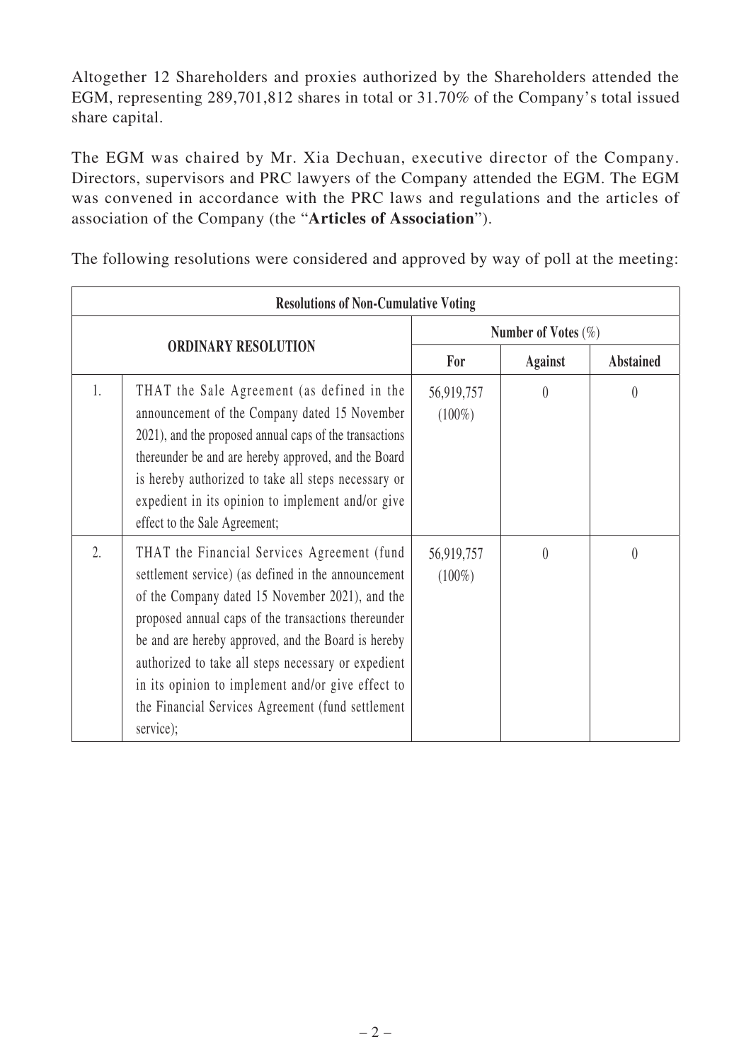Altogether 12 Shareholders and proxies authorized by the Shareholders attended the EGM, representing 289,701,812 shares in total or 31.70% of the Company's total issued share capital.

The EGM was chaired by Mr. Xia Dechuan, executive director of the Company. Directors, supervisors and PRC lawyers of the Company attended the EGM. The EGM was convened in accordance with the PRC laws and regulations and the articles of association of the Company (the "**Articles of Association**").

The following resolutions were considered and approved by way of poll at the meeting:

| **Resolutions of Non-Cumulative Voting** | | | | |
|---|---|---|---|---|
| **ORDINARY RESOLUTION** | | **Number of Votes (%)** | | |
| | | **For** | **Against** | **Abstained** |
| 1. | THAT the Sale Agreement (as defined in the announcement of the Company dated 15 November 2021), and the proposed annual caps of the transactions thereunder be and are hereby approved, and the Board is hereby authorized to take all steps necessary or expedient in its opinion to implement and/or give effect to the Sale Agreement; | 56,919,757 (100%) | 0 | 0 |
| 2. | THAT the Financial Services Agreement (fund settlement service) (as defined in the announcement of the Company dated 15 November 2021), and the proposed annual caps of the transactions thereunder be and are hereby approved, and the Board is hereby authorized to take all steps necessary or expedient in its opinion to implement and/or give effect to the Financial Services Agreement (fund settlement service); | 56,919,757 (100%) | 0 | 0 |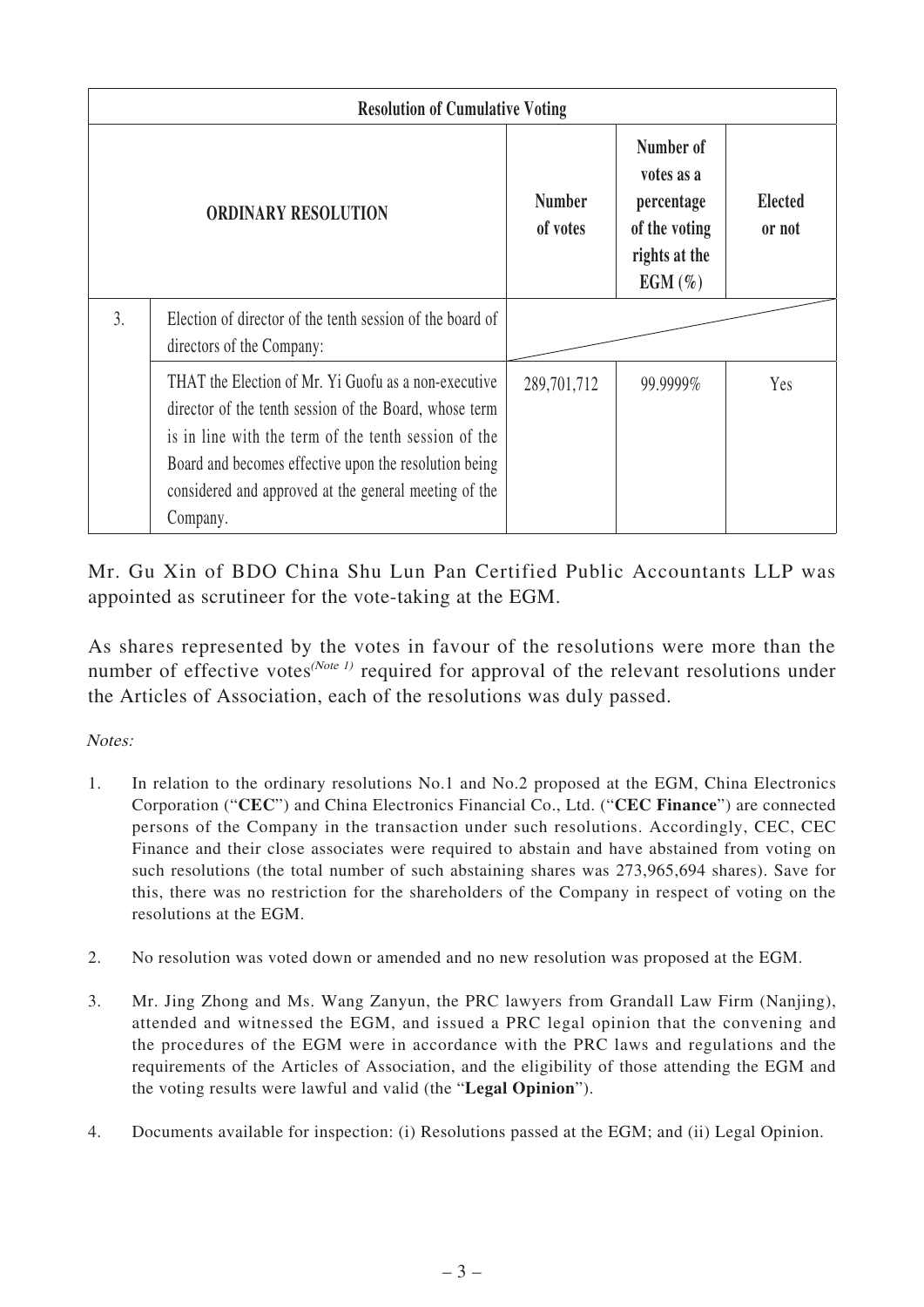| Resolution of Cumulative Voting | | | | |
|---|---|---|---|---|
| | **ORDINARY RESOLUTION** | **Number of votes** | **Number of votes as a percentage of the voting rights at the EGM (%)** | **Elected or not** |
| 3. | Election of director of the tenth session of the board of directors of the Company: | | | |
| | THAT the Election of Mr. Yi Guofu as a non-executive director of the tenth session of the Board, whose term is in line with the term of the tenth session of the Board and becomes effective upon the resolution being considered and approved at the general meeting of the Company. | 289,701,712 | 99.9999% | Yes |

Mr. Gu Xin of BDO China Shu Lun Pan Certified Public Accountants LLP was appointed as scrutineer for the vote-taking at the EGM.

As shares represented by the votes in favour of the resolutions were more than the number of effective votes[(Note 1)] required for approval of the relevant resolutions under the Articles of Association, each of the resolutions was duly passed.

*Notes:*

1. In relation to the ordinary resolutions No.1 and No.2 proposed at the EGM, China Electronics Corporation ("**CEC**") and China Electronics Financial Co., Ltd. ("**CEC Finance**") are connected persons of the Company in the transaction under such resolutions. Accordingly, CEC, CEC Finance and their close associates were required to abstain and have abstained from voting on such resolutions (the total number of such abstaining shares was 273,965,694 shares). Save for this, there was no restriction for the shareholders of the Company in respect of voting on the resolutions at the EGM.

2. No resolution was voted down or amended and no new resolution was proposed at the EGM.

3. Mr. Jing Zhong and Ms. Wang Zanyun, the PRC lawyers from Grandall Law Firm (Nanjing), attended and witnessed the EGM, and issued a PRC legal opinion that the convening and the procedures of the EGM were in accordance with the PRC laws and regulations and the requirements of the Articles of Association, and the eligibility of those attending the EGM and the voting results were lawful and valid (the "**Legal Opinion**").

4. Documents available for inspection: (i) Resolutions passed at the EGM; and (ii) Legal Opinion.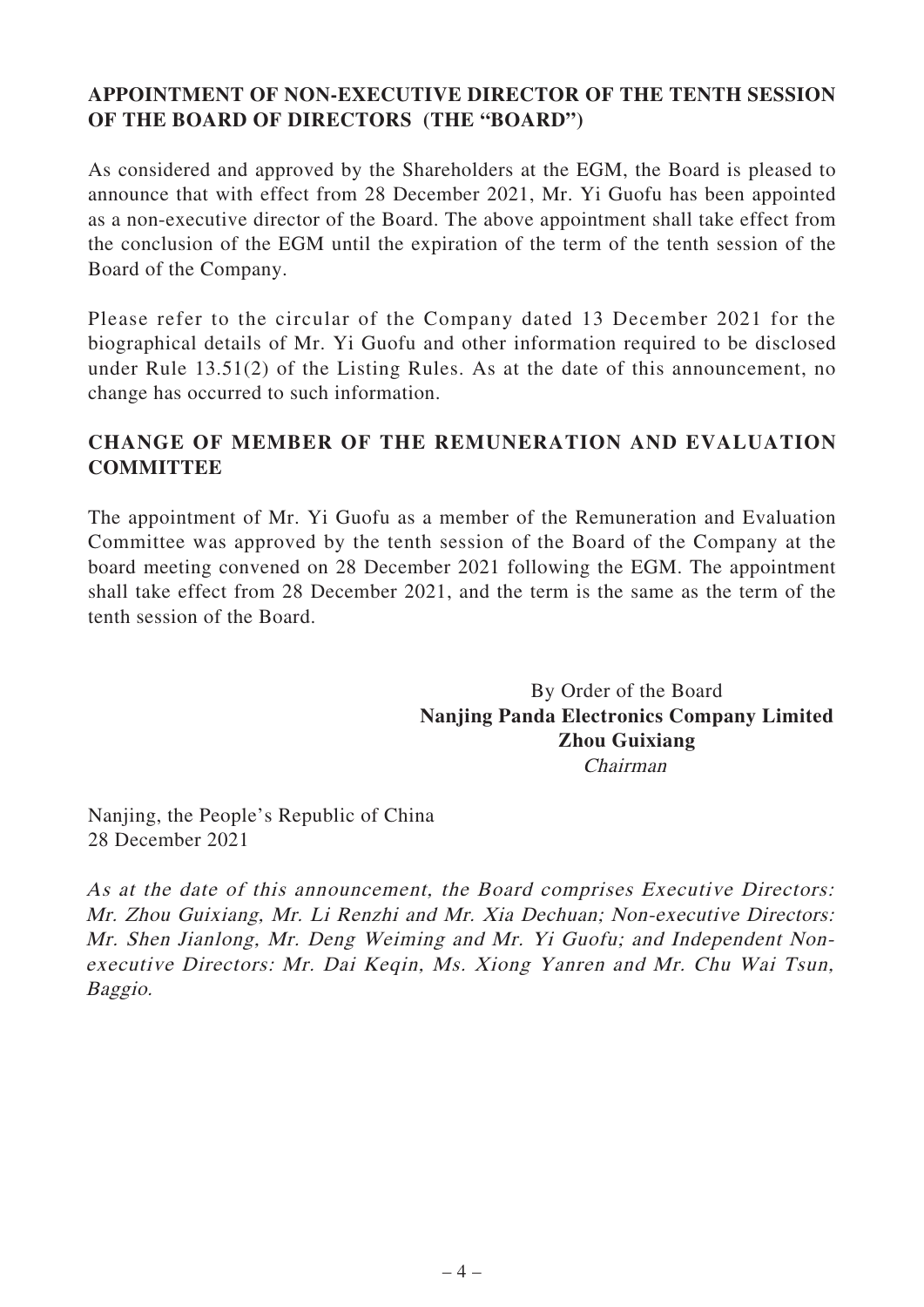## APPOINTMENT OF NON-EXECUTIVE DIRECTOR OF THE TENTH SESSION OF THE BOARD OF DIRECTORS (THE "BOARD")

As considered and approved by the Shareholders at the EGM, the Board is pleased to announce that with effect from 28 December 2021, Mr. Yi Guofu has been appointed as a non-executive director of the Board. The above appointment shall take effect from the conclusion of the EGM until the expiration of the term of the tenth session of the Board of the Company.

Please refer to the circular of the Company dated 13 December 2021 for the biographical details of Mr. Yi Guofu and other information required to be disclosed under Rule 13.51(2) of the Listing Rules. As at the date of this announcement, no change has occurred to such information.

## CHANGE OF MEMBER OF THE REMUNERATION AND EVALUATION COMMITTEE

The appointment of Mr. Yi Guofu as a member of the Remuneration and Evaluation Committee was approved by the tenth session of the Board of the Company at the board meeting convened on 28 December 2021 following the EGM. The appointment shall take effect from 28 December 2021, and the term is the same as the term of the tenth session of the Board.

By Order of the Board
**Nanjing Panda Electronics Company Limited**
**Zhou Guixiang**
*Chairman*

Nanjing, the People's Republic of China
28 December 2021

*As at the date of this announcement, the Board comprises Executive Directors: Mr. Zhou Guixiang, Mr. Li Renzhi and Mr. Xia Dechuan; Non-executive Directors: Mr. Shen Jianlong, Mr. Deng Weiming and Mr. Yi Guofu; and Independent Non-executive Directors: Mr. Dai Keqin, Ms. Xiong Yanren and Mr. Chu Wai Tsun, Baggio.*